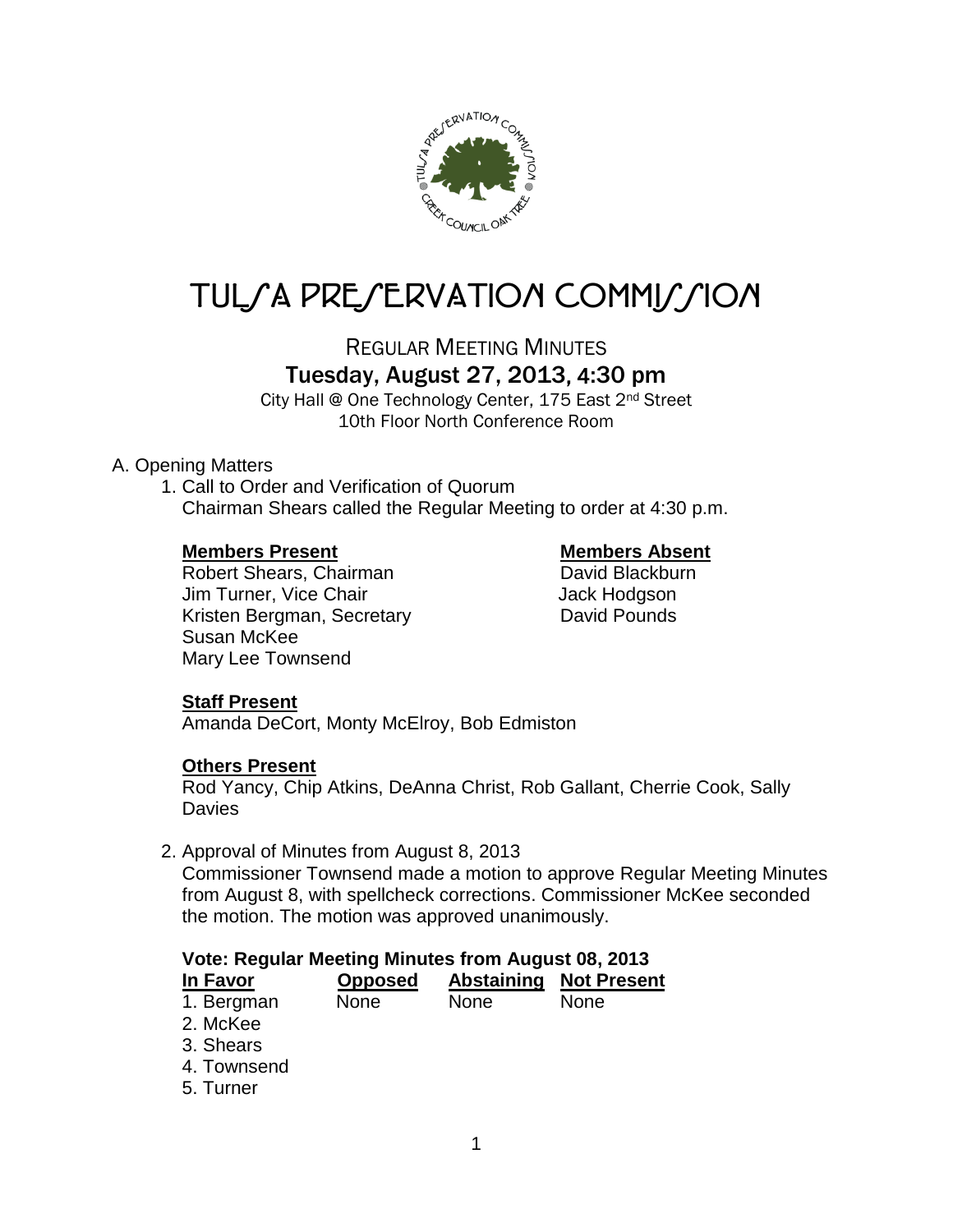# TULSA PRESERVATION COMMISSION

## REGULAR MEETING MINUTES

### Tuesday, August 27, 2013, 4:30 pm

City Hall @ One Technology Center, 175 East 2nd Street
10th Floor North Conference Room

A. Opening Matters

1. Call to Order and Verification of Quorum
   Chairman Shears called the Regular Meeting to order at 4:30 p.m.

| **Members Present** | **Members Absent** |
|---|---|
| Robert Shears, Chairman | David Blackburn |
| Jim Turner, Vice Chair | Jack Hodgson |
| Kristen Bergman, Secretary | David Pounds |
| Susan McKee | |
| Mary Lee Townsend | |

**Staff Present**
Amanda DeCort, Monty McElroy, Bob Edmiston

**Others Present**
Rod Yancy, Chip Atkins, DeAnna Christ, Rob Gallant, Cherrie Cook, Sally Davies

2. Approval of Minutes from August 8, 2013
   Commissioner Townsend made a motion to approve Regular Meeting Minutes from August 8, with spellcheck corrections. Commissioner McKee seconded the motion. The motion was approved unanimously.

**Vote: Regular Meeting Minutes from August 08, 2013**

| In Favor | Opposed | Abstaining | Not Present |
|---|---|---|---|
| 1. Bergman | None | None | None |
| 2. McKee | | | |
| 3. Shears | | | |
| 4. Townsend | | | |
| 5. Turner | | | |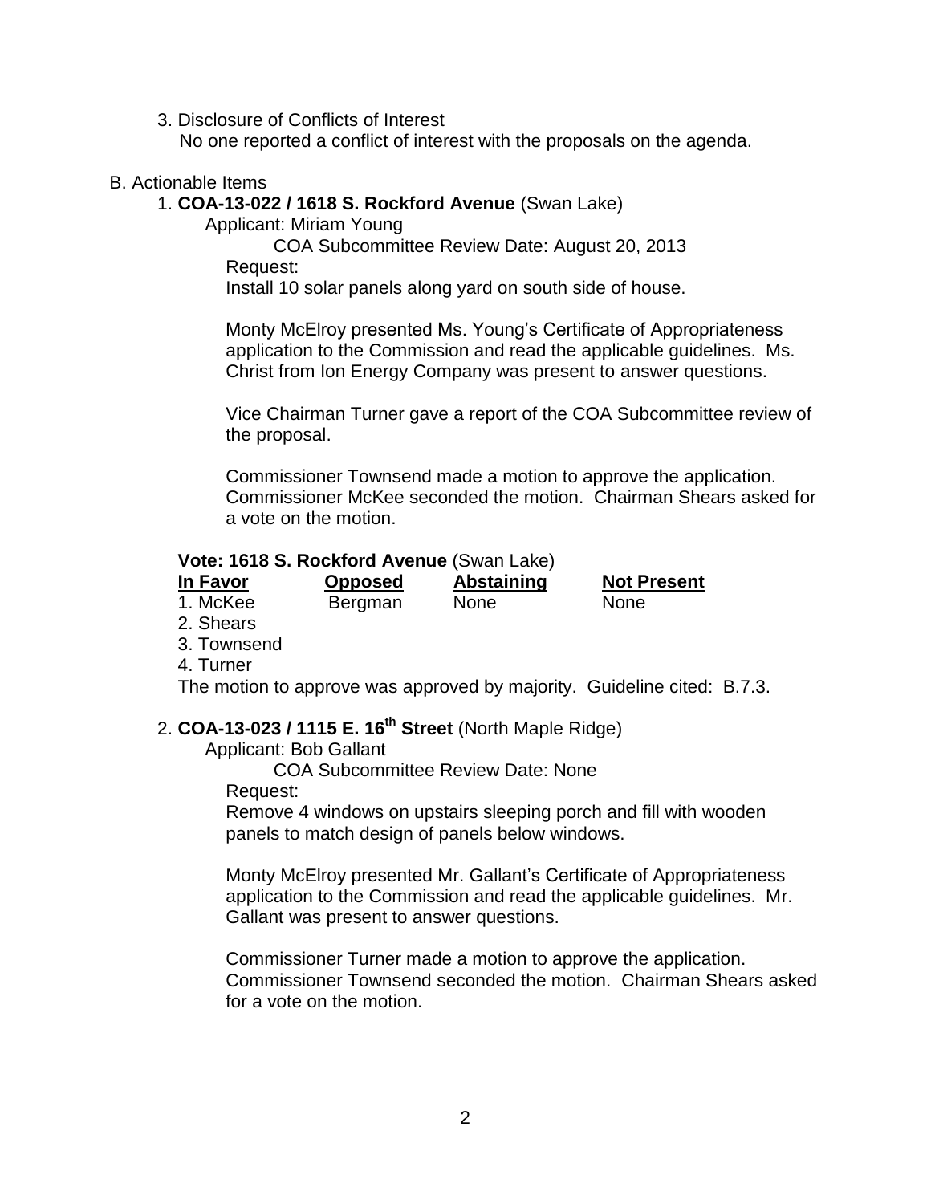3. Disclosure of Conflicts of Interest
   No one reported a conflict of interest with the proposals on the agenda.

B. Actionable Items

1. **COA-13-022 / 1618 S. Rockford Avenue** (Swan Lake)

   Applicant: Miriam Young

   COA Subcommittee Review Date: August 20, 2013

   Request:

   Install 10 solar panels along yard on south side of house.

   Monty McElroy presented Ms. Young's Certificate of Appropriateness application to the Commission and read the applicable guidelines. Ms. Christ from Ion Energy Company was present to answer questions.

   Vice Chairman Turner gave a report of the COA Subcommittee review of the proposal.

   Commissioner Townsend made a motion to approve the application. Commissioner McKee seconded the motion. Chairman Shears asked for a vote on the motion.

   **Vote: 1618 S. Rockford Avenue** (Swan Lake)

   | In Favor | Opposed | Abstaining | Not Present |
   |---|---|---|---|
   | 1. McKee | Bergman | None | None |
   | 2. Shears | | | |
   | 3. Townsend | | | |
   | 4. Turner | | | |

   The motion to approve was approved by majority. Guideline cited: B.7.3.

2. **COA-13-023 / 1115 E. 16th Street** (North Maple Ridge)

   Applicant: Bob Gallant

   COA Subcommittee Review Date: None

   Request:

   Remove 4 windows on upstairs sleeping porch and fill with wooden panels to match design of panels below windows.

   Monty McElroy presented Mr. Gallant's Certificate of Appropriateness application to the Commission and read the applicable guidelines. Mr. Gallant was present to answer questions.

   Commissioner Turner made a motion to approve the application. Commissioner Townsend seconded the motion. Chairman Shears asked for a vote on the motion.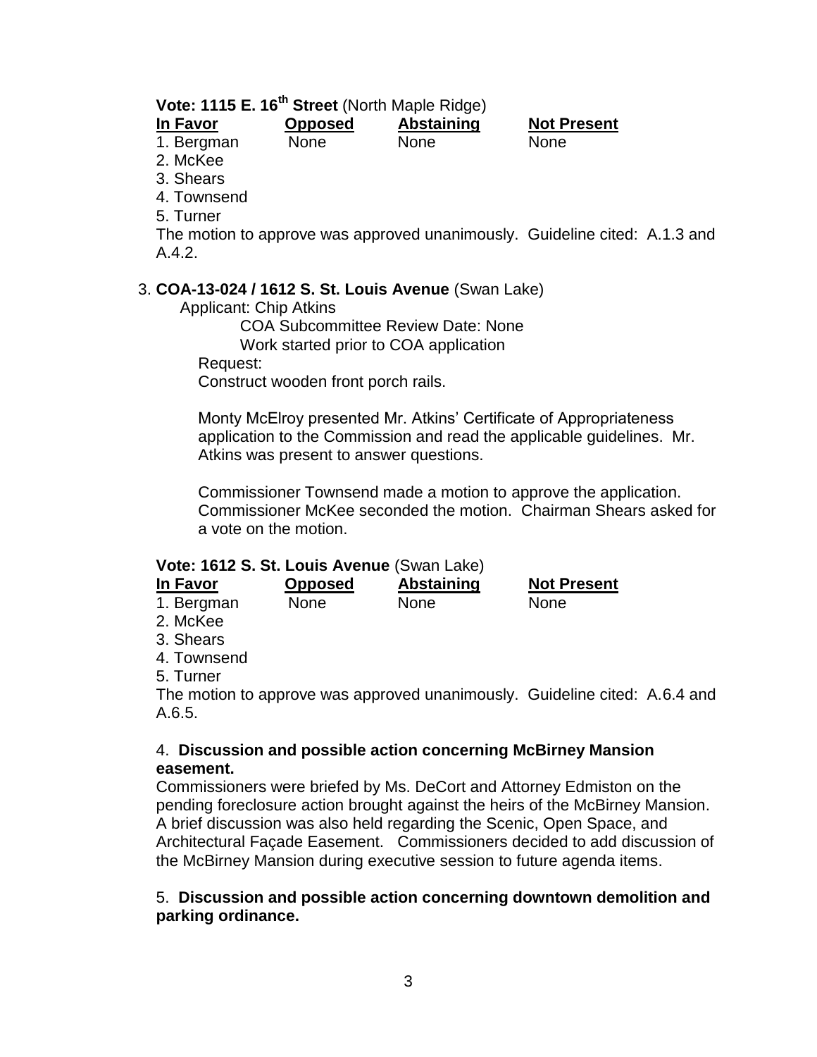**Vote: 1115 E. 16th Street** (North Maple Ridge)

| In Favor | Opposed | Abstaining | Not Present |
|---|---|---|---|
| 1. Bergman | None | None | None |
| 2. McKee | | | |
| 3. Shears | | | |
| 4. Townsend | | | |
| 5. Turner | | | |

The motion to approve was approved unanimously. Guideline cited: A.1.3 and A.4.2.

3. **COA-13-024 / 1612 S. St. Louis Avenue** (Swan Lake)

   Applicant: Chip Atkins

   COA Subcommittee Review Date: None

   Work started prior to COA application

   Request:

   Construct wooden front porch rails.

   Monty McElroy presented Mr. Atkins' Certificate of Appropriateness application to the Commission and read the applicable guidelines. Mr. Atkins was present to answer questions.

   Commissioner Townsend made a motion to approve the application. Commissioner McKee seconded the motion. Chairman Shears asked for a vote on the motion.

**Vote: 1612 S. St. Louis Avenue** (Swan Lake)

| In Favor | Opposed | Abstaining | Not Present |
|---|---|---|---|
| 1. Bergman | None | None | None |
| 2. McKee | | | |
| 3. Shears | | | |
| 4. Townsend | | | |
| 5. Turner | | | |

The motion to approve was approved unanimously. Guideline cited: A.6.4 and A.6.5.

4. **Discussion and possible action concerning McBirney Mansion easement.**

Commissioners were briefed by Ms. DeCort and Attorney Edmiston on the pending foreclosure action brought against the heirs of the McBirney Mansion. A brief discussion was also held regarding the Scenic, Open Space, and Architectural Façade Easement. Commissioners decided to add discussion of the McBirney Mansion during executive session to future agenda items.

5. **Discussion and possible action concerning downtown demolition and parking ordinance.**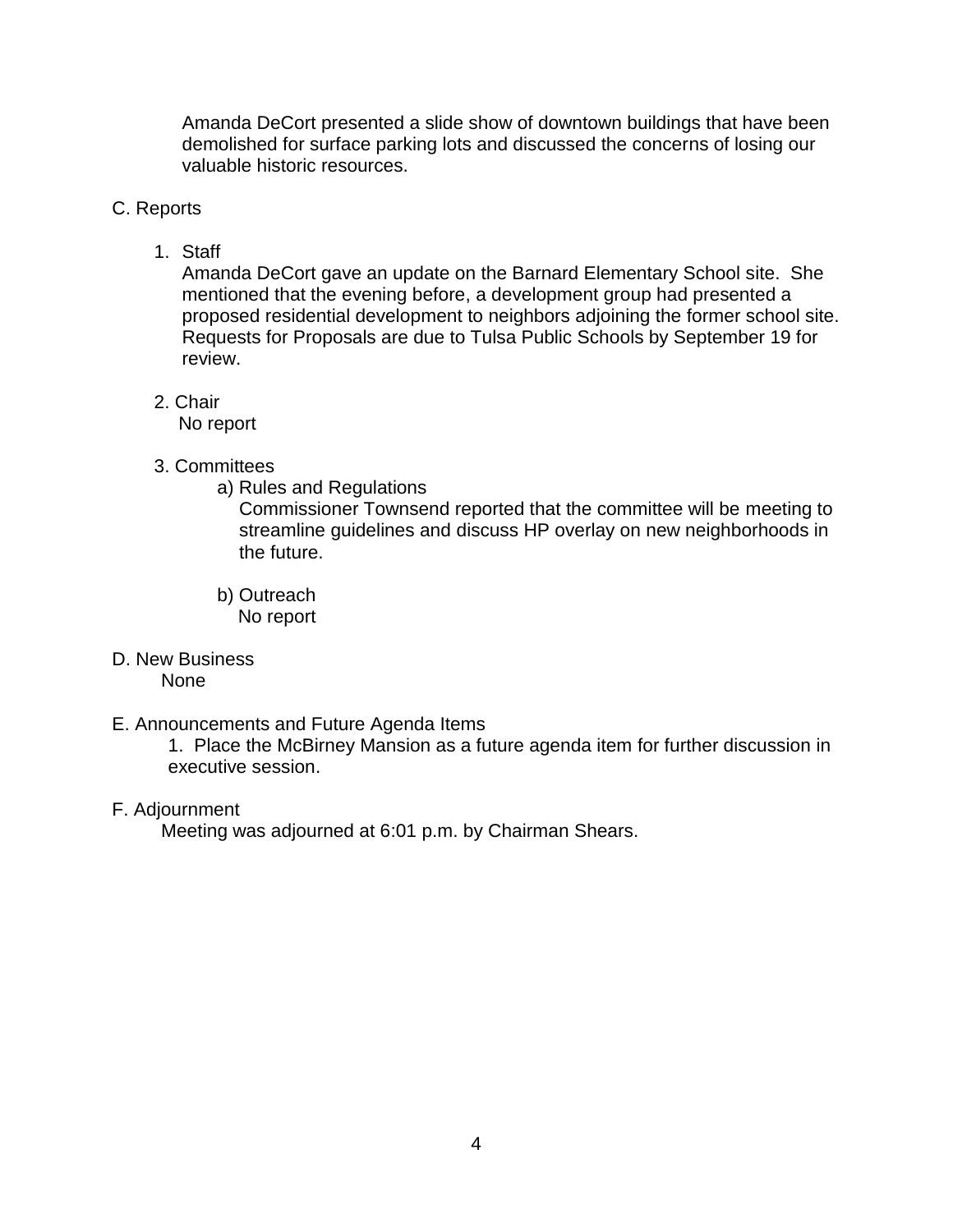Amanda DeCort presented a slide show of downtown buildings that have been demolished for surface parking lots and discussed the concerns of losing our valuable historic resources.

C. Reports

1. Staff
   Amanda DeCort gave an update on the Barnard Elementary School site. She mentioned that the evening before, a development group had presented a proposed residential development to neighbors adjoining the former school site. Requests for Proposals are due to Tulsa Public Schools by September 19 for review.

2. Chair
   No report

3. Committees
   a) Rules and Regulations
      Commissioner Townsend reported that the committee will be meeting to streamline guidelines and discuss HP overlay on new neighborhoods in the future.

   b) Outreach
      No report

D. New Business
   None

E. Announcements and Future Agenda Items
   1. Place the McBirney Mansion as a future agenda item for further discussion in executive session.

F. Adjournment
   Meeting was adjourned at 6:01 p.m. by Chairman Shears.